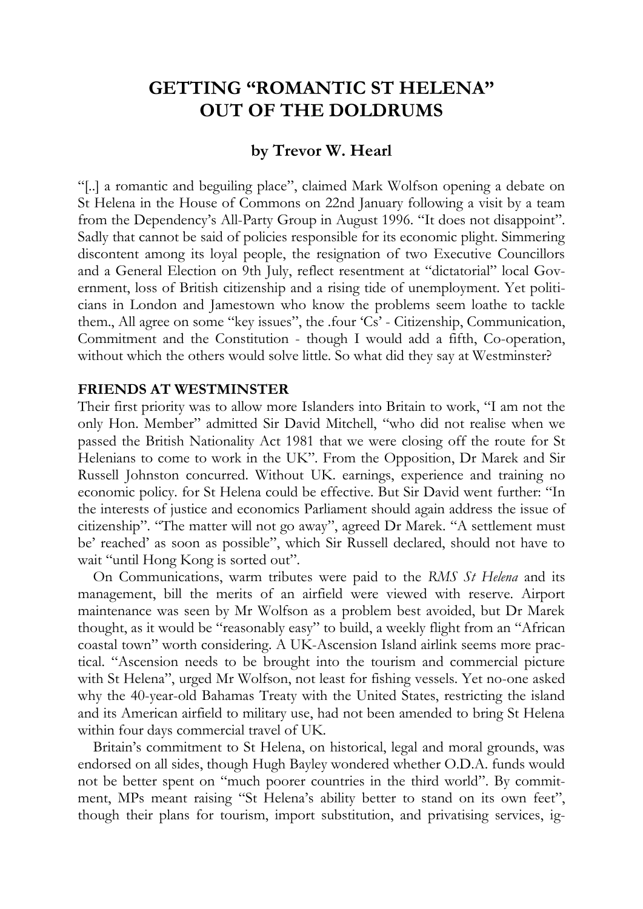# GETTING "ROMANTIC ST HELENA" OUT OF THE DOLDRUMS

### by Trevor W. Hearl

"[..] a romantic and beguiling place", claimed Mark Wolfson opening a debate on St Helena in the House of Commons on 22nd January following a visit by a team from the Dependency's All-Party Group in August 1996. "It does not disappoint". Sadly that cannot be said of policies responsible for its economic plight. Simmering discontent among its loyal people, the resignation of two Executive Councillors and a General Election on 9th July, reflect resentment at "dictatorial" local Government, loss of British citizenship and a rising tide of unemployment. Yet politicians in London and Jamestown who know the problems seem loathe to tackle them., All agree on some "key issues", the .four 'Cs' - Citizenship, Communication, Commitment and the Constitution - though I would add a fifth, Co-operation, without which the others would solve little. So what did they say at Westminster?

**FRIENDS AT WESTMINSTER**

Their first priority was to allow more Islanders into Britain to work, "I am not the only Hon. Member" admitted Sir David Mitchell, "who did not realise when we passed the British Nationality Act 1981 that we were closing off the route for St Helenians to come to work in the UK". From the Opposition, Dr Marek and Sir Russell Johnston concurred. Without UK. earnings, experience and training no economic policy. for St Helena could be effective. But Sir David went further: "In the interests of justice and economics Parliament should again address the issue of citizenship". "The matter will not go away", agreed Dr Marek. "A settlement must be' reached' as soon as possible", which Sir Russell declared, should not have to wait "until Hong Kong is sorted out".

On Communications, warm tributes were paid to the *RMS St Helena* and its management, bill the merits of an airfield were viewed with reserve. Airport maintenance was seen by Mr Wolfson as a problem best avoided, but Dr Marek thought, as it would be "reasonably easy" to build, a weekly flight from an "African coastal town" worth considering. A UK-Ascension Island airlink seems more practical. "Ascension needs to be brought into the tourism and commercial picture with St Helena", urged Mr Wolfson, not least for fishing vessels. Yet no-one asked why the 40-year-old Bahamas Treaty with the United States, restricting the island and its American airfield to military use, had not been amended to bring St Helena within four days commercial travel of UK.

Britain's commitment to St Helena, on historical, legal and moral grounds, was endorsed on all sides, though Hugh Bayley wondered whether O.D.A. funds would not be better spent on "much poorer countries in the third world". By commitment, MPs meant raising "St Helena's ability better to stand on its own feet", though their plans for tourism, import substitution, and privatising services, ig-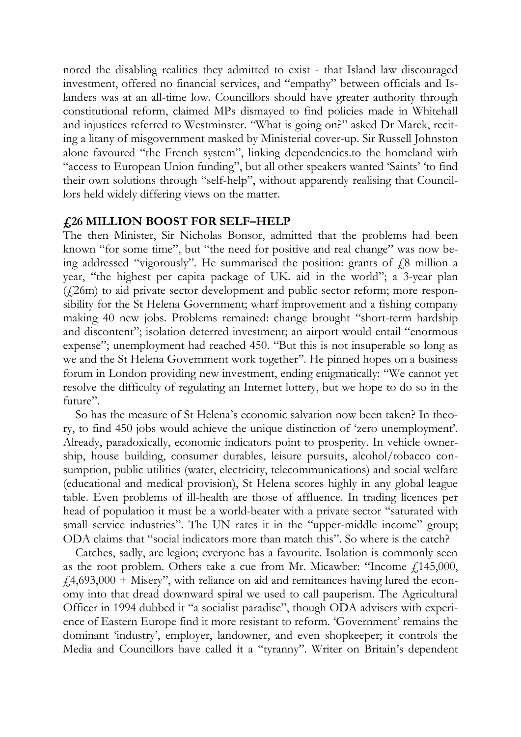nored the disabling realities they admitted to exist - that Island law discouraged investment, offered no financial services, and "empathy" between officials and Islanders was at an all-time low. Councillors should have greater authority through constitutional reform, claimed MPs dismayed to find policies made in Whitehall and injustices referred to Westminster. "What is going on?" asked Dr Marek, reciting a litany of misgovernment masked by Ministerial cover-up. Sir Russell Johnston alone favoured "the French system", linking dependencics.to the homeland with "access to European Union funding", but all other speakers wanted 'Saints' 'to find their own solutions through "self-help", without apparently realising that Councillors held widely differing views on the matter.

## £26 MILLION BOOST FOR SELF–HELP

The then Minister, Sir Nicholas Bonsor, admitted that the problems had been known "for some time", but "the need for positive and real change" was now being addressed "vigorously". He summarised the position: grants of £8 million a year, "the highest per capita package of UK. aid in the world"; a 3-year plan (£26m) to aid private sector development and public sector reform; more responsibility for the St Helena Government; wharf improvement and a fishing company making 40 new jobs. Problems remained: change brought "short-term hardship and discontent"; isolation deterred investment; an airport would entail "enormous expense"; unemployment had reached 450. "But this is not insuperable so long as we and the St Helena Government work together". He pinned hopes on a business forum in London providing new investment, ending enigmatically: "We cannot yet resolve the difficulty of regulating an Internet lottery, but we hope to do so in the future".

So has the measure of St Helena's economic salvation now been taken? In theory, to find 450 jobs would achieve the unique distinction of 'zero unemployment'. Already, paradoxically, economic indicators point to prosperity. In vehicle ownership, house building, consumer durables, leisure pursuits, alcohol/tobacco consumption, public utilities (water, electricity, telecommunications) and social welfare (educational and medical provision), St Helena scores highly in any global league table. Even problems of ill-health are those of affluence. In trading licences per head of population it must be a world-beater with a private sector "saturated with small service industries". The UN rates it in the "upper-middle income" group; ODA claims that "social indicators more than match this". So where is the catch?

Catches, sadly, are legion; everyone has a favourite. Isolation is commonly seen as the root problem. Others take a cue from Mr. Micawber: "Income £145,000, £4,693,000 + Misery", with reliance on aid and remittances having lured the economy into that dread downward spiral we used to call pauperism. The Agricultural Officer in 1994 dubbed it "a socialist paradise", though ODA advisers with experience of Eastern Europe find it more resistant to reform. 'Government' remains the dominant 'industry', employer, landowner, and even shopkeeper; it controls the Media and Councillors have called it a "tyranny". Writer on Britain's dependent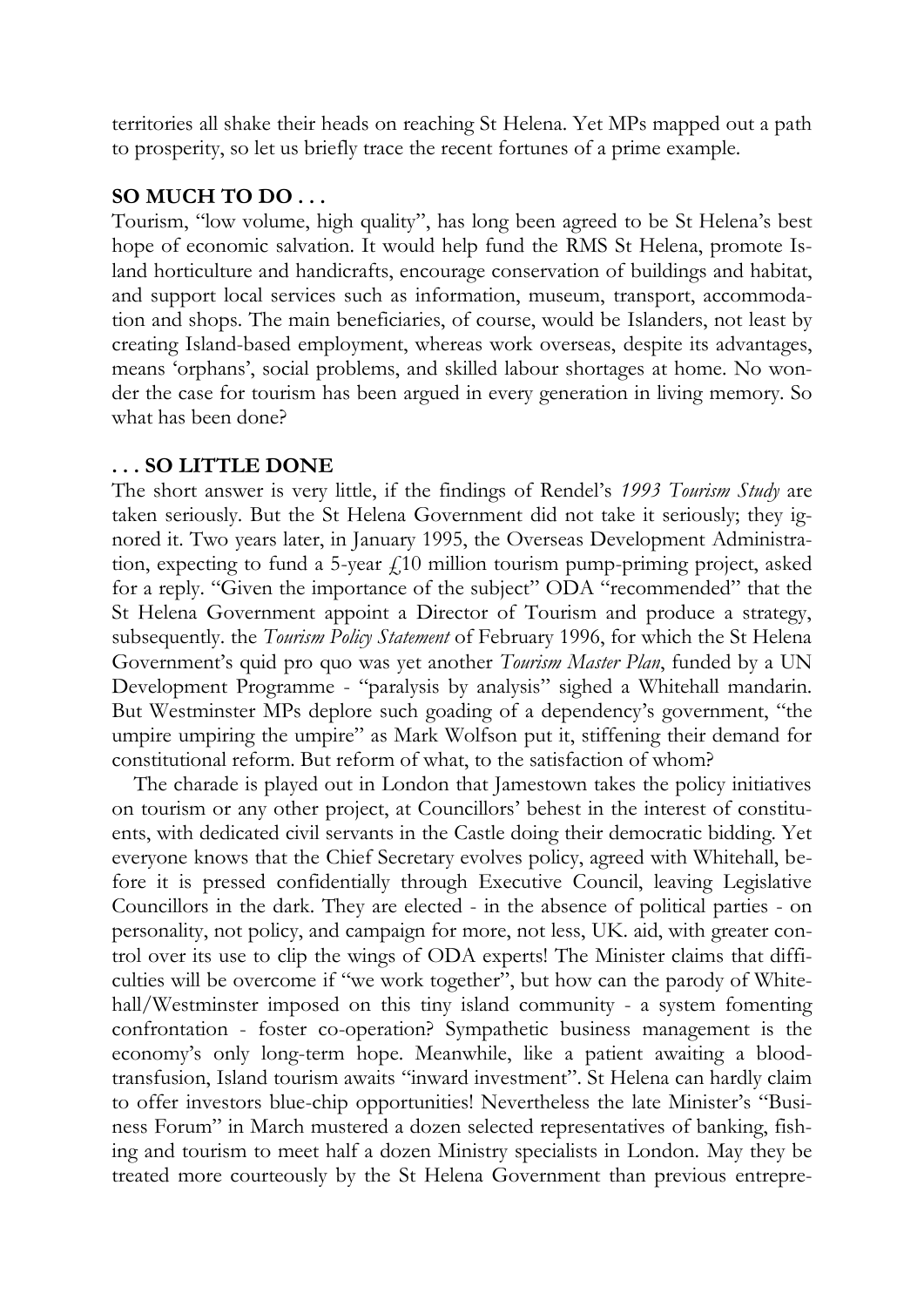territories all shake their heads on reaching St Helena. Yet MPs mapped out a path to prosperity, so let us briefly trace the recent fortunes of a prime example.

### SO MUCH TO DO . . .

Tourism, "low volume, high quality", has long been agreed to be St Helena's best hope of economic salvation. It would help fund the RMS St Helena, promote Island horticulture and handicrafts, encourage conservation of buildings and habitat, and support local services such as information, museum, transport, accommodation and shops. The main beneficiaries, of course, would be Islanders, not least by creating Island-based employment, whereas work overseas, despite its advantages, means 'orphans', social problems, and skilled labour shortages at home. No wonder the case for tourism has been argued in every generation in living memory. So what has been done?

### . . . SO LITTLE DONE

The short answer is very little, if the findings of Rendel's *1993 Tourism Study* are taken seriously. But the St Helena Government did not take it seriously; they ignored it. Two years later, in January 1995, the Overseas Development Administration, expecting to fund a 5-year £10 million tourism pump-priming project, asked for a reply. "Given the importance of the subject" ODA "recommended" that the St Helena Government appoint a Director of Tourism and produce a strategy, subsequently. the *Tourism Policy Statement* of February 1996, for which the St Helena Government's quid pro quo was yet another *Tourism Master Plan*, funded by a UN Development Programme - "paralysis by analysis" sighed a Whitehall mandarin. But Westminster MPs deplore such goading of a dependency's government, "the umpire umpiring the umpire" as Mark Wolfson put it, stiffening their demand for constitutional reform. But reform of what, to the satisfaction of whom?

The charade is played out in London that Jamestown takes the policy initiatives on tourism or any other project, at Councillors' behest in the interest of constituents, with dedicated civil servants in the Castle doing their democratic bidding. Yet everyone knows that the Chief Secretary evolves policy, agreed with Whitehall, before it is pressed confidentially through Executive Council, leaving Legislative Councillors in the dark. They are elected - in the absence of political parties - on personality, not policy, and campaign for more, not less, UK. aid, with greater control over its use to clip the wings of ODA experts! The Minister claims that difficulties will be overcome if "we work together", but how can the parody of Whitehall/Westminster imposed on this tiny island community - a system fomenting confrontation - foster co-operation? Sympathetic business management is the economy's only long-term hope. Meanwhile, like a patient awaiting a blood-transfusion, Island tourism awaits "inward investment". St Helena can hardly claim to offer investors blue-chip opportunities! Nevertheless the late Minister's "Business Forum" in March mustered a dozen selected representatives of banking, fishing and tourism to meet half a dozen Ministry specialists in London. May they be treated more courteously by the St Helena Government than previous entrepre-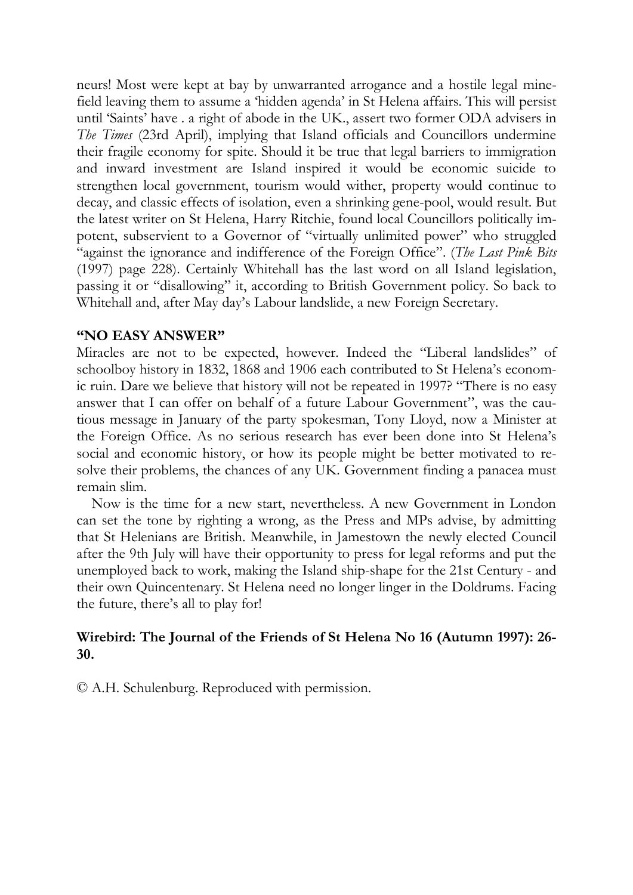neurs! Most were kept at bay by unwarranted arrogance and a hostile legal minefield leaving them to assume a 'hidden agenda' in St Helena affairs. This will persist until 'Saints' have . a right of abode in the UK., assert two former ODA advisers in *The Times* (23rd April), implying that Island officials and Councillors undermine their fragile economy for spite. Should it be true that legal barriers to immigration and inward investment are Island inspired it would be economic suicide to strengthen local government, tourism would wither, property would continue to decay, and classic effects of isolation, even a shrinking gene-pool, would result. But the latest writer on St Helena, Harry Ritchie, found local Councillors politically impotent, subservient to a Governor of "virtually unlimited power" who struggled "against the ignorance and indifference of the Foreign Office". (*The Last Pink Bits* (1997) page 228). Certainly Whitehall has the last word on all Island legislation, passing it or "disallowing" it, according to British Government policy. So back to Whitehall and, after May day's Labour landslide, a new Foreign Secretary.

**"NO EASY ANSWER"**

Miracles are not to be expected, however. Indeed the "Liberal landslides" of schoolboy history in 1832, 1868 and 1906 each contributed to St Helena's economic ruin. Dare we believe that history will not be repeated in 1997? "There is no easy answer that I can offer on behalf of a future Labour Government", was the cautious message in January of the party spokesman, Tony Lloyd, now a Minister at the Foreign Office. As no serious research has ever been done into St Helena's social and economic history, or how its people might be better motivated to resolve their problems, the chances of any UK. Government finding a panacea must remain slim.

Now is the time for a new start, nevertheless. A new Government in London can set the tone by righting a wrong, as the Press and MPs advise, by admitting that St Helenians are British. Meanwhile, in Jamestown the newly elected Council after the 9th July will have their opportunity to press for legal reforms and put the unemployed back to work, making the Island ship-shape for the 21st Century - and their own Quincentenary. St Helena need no longer linger in the Doldrums. Facing the future, there's all to play for!

**Wirebird: The Journal of the Friends of St Helena No 16 (Autumn 1997): 26-30.**

© A.H. Schulenburg. Reproduced with permission.